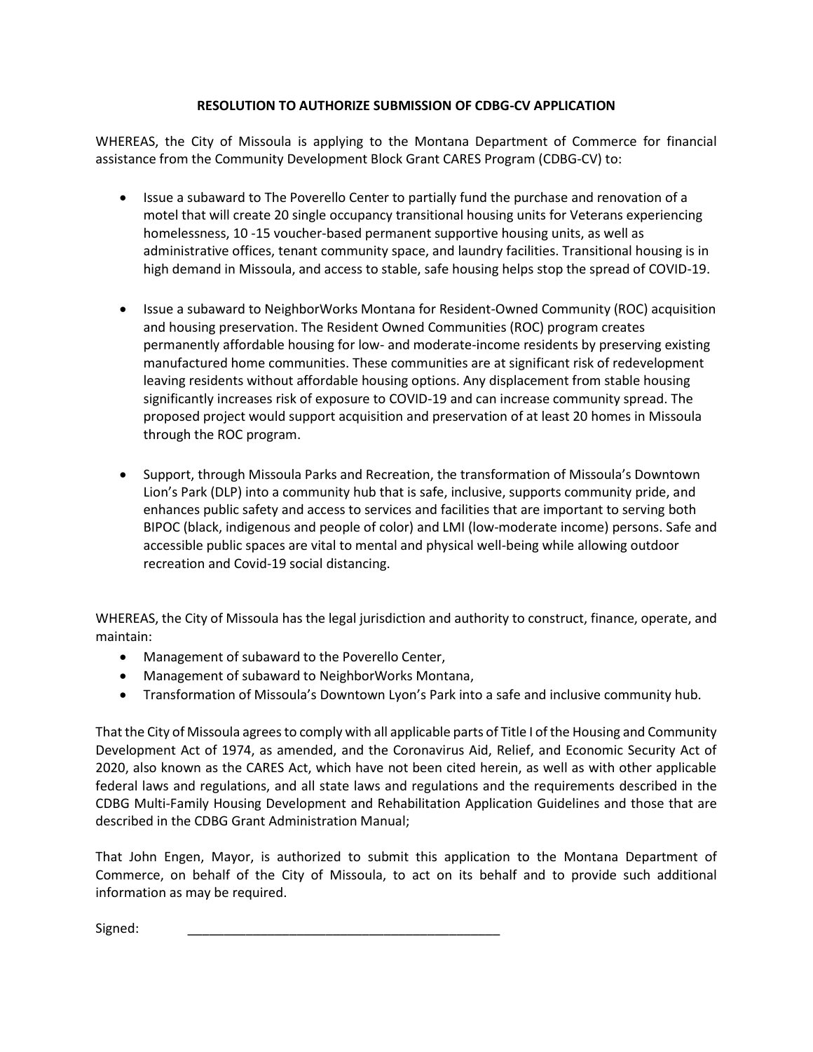**RESOLUTION TO AUTHORIZE SUBMISSION OF CDBG-CV APPLICATION**

WHEREAS, the City of Missoula is applying to the Montana Department of Commerce for financial assistance from the Community Development Block Grant CARES Program (CDBG-CV) to:

- Issue a subaward to The Poverello Center to partially fund the purchase and renovation of a motel that will create 20 single occupancy transitional housing units for Veterans experiencing homelessness, 10 -15 voucher-based permanent supportive housing units, as well as administrative offices, tenant community space, and laundry facilities. Transitional housing is in high demand in Missoula, and access to stable, safe housing helps stop the spread of COVID-19.

- Issue a subaward to NeighborWorks Montana for Resident-Owned Community (ROC) acquisition and housing preservation. The Resident Owned Communities (ROC) program creates permanently affordable housing for low- and moderate-income residents by preserving existing manufactured home communities. These communities are at significant risk of redevelopment leaving residents without affordable housing options. Any displacement from stable housing significantly increases risk of exposure to COVID-19 and can increase community spread. The proposed project would support acquisition and preservation of at least 20 homes in Missoula through the ROC program.

- Support, through Missoula Parks and Recreation, the transformation of Missoula's Downtown Lion's Park (DLP) into a community hub that is safe, inclusive, supports community pride, and enhances public safety and access to services and facilities that are important to serving both BIPOC (black, indigenous and people of color) and LMI (low-moderate income) persons. Safe and accessible public spaces are vital to mental and physical well-being while allowing outdoor recreation and Covid-19 social distancing.

WHEREAS, the City of Missoula has the legal jurisdiction and authority to construct, finance, operate, and maintain:

- Management of subaward to the Poverello Center,
- Management of subaward to NeighborWorks Montana,
- Transformation of Missoula's Downtown Lyon's Park into a safe and inclusive community hub.

That the City of Missoula agrees to comply with all applicable parts of Title I of the Housing and Community Development Act of 1974, as amended, and the Coronavirus Aid, Relief, and Economic Security Act of 2020, also known as the CARES Act, which have not been cited herein, as well as with other applicable federal laws and regulations, and all state laws and regulations and the requirements described in the CDBG Multi-Family Housing Development and Rehabilitation Application Guidelines and those that are described in the CDBG Grant Administration Manual;

That John Engen, Mayor, is authorized to submit this application to the Montana Department of Commerce, on behalf of the City of Missoula, to act on its behalf and to provide such additional information as may be required.

Signed: \_\_\_\_\_\_\_\_\_\_\_\_\_\_\_\_\_\_\_\_\_\_\_\_\_\_\_\_\_\_\_\_\_\_\_\_\_\_\_\_\_\_\_\_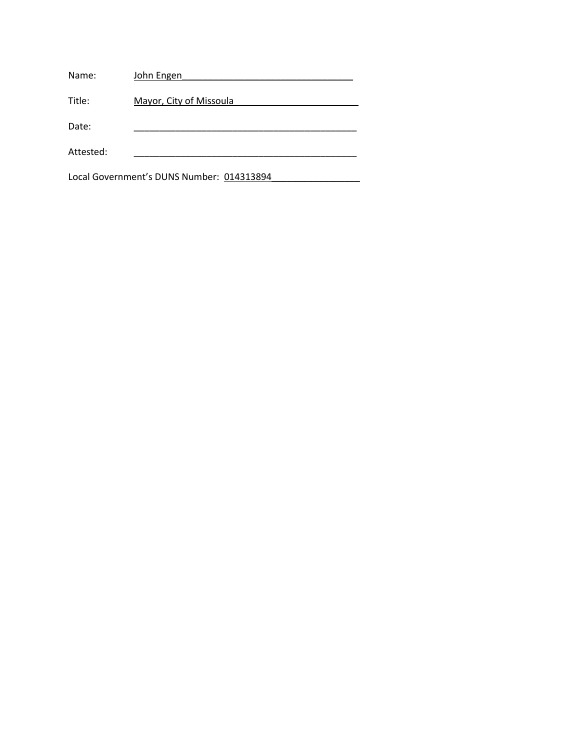Name: John Engen________________________________

Title: Mayor, City of Missoula________________________

Date: ___________________________________________

Attested: ___________________________________________

Local Government's DUNS Number: 014313894________________